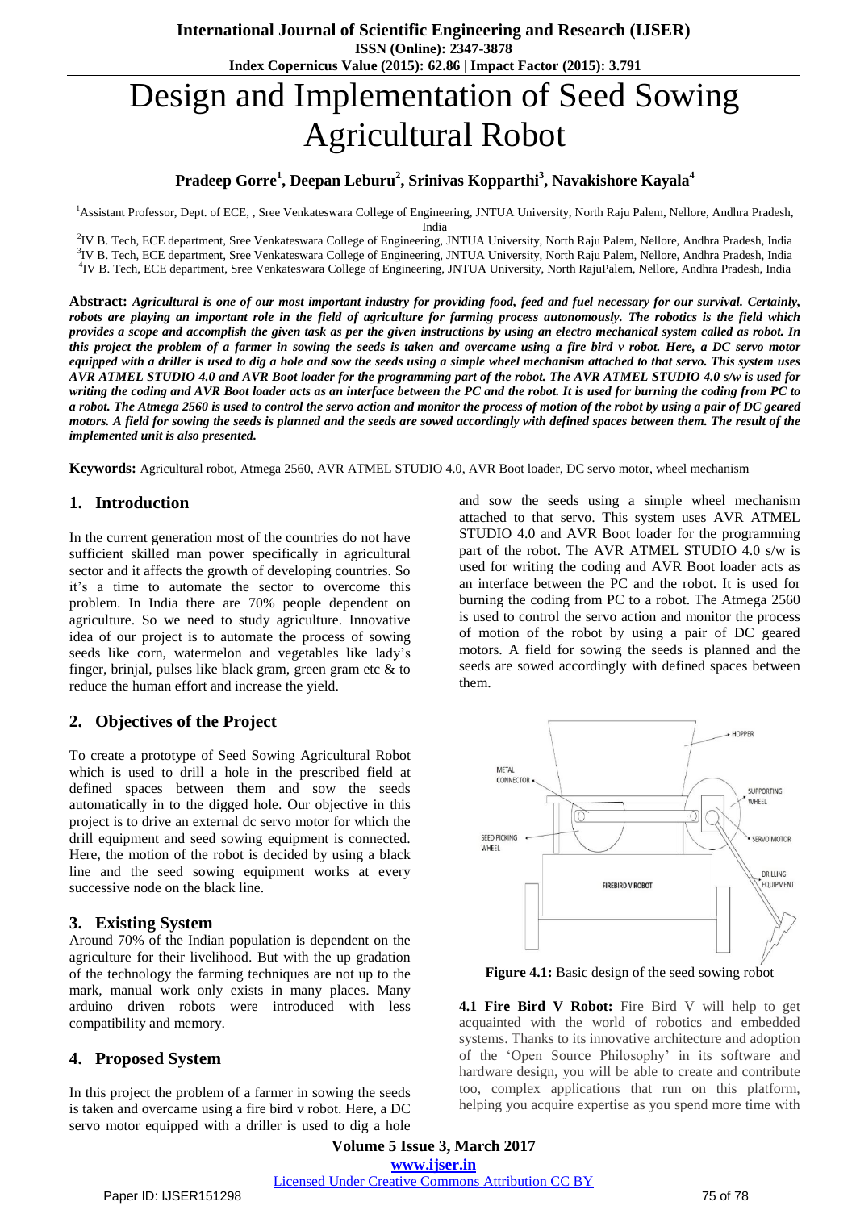# Design and Implementation of Seed Sowing Agricultural Robot

**Pradeep Gorre[1], Deepan Leburu[2], Srinivas Kopparthi[3], Navakishore Kayala[4]**

[1]Assistant Professor, Dept. of ECE, , Sree Venkateswara College of Engineering, JNTUA University, North Raju Palem, Nellore, Andhra Pradesh, India

[2]IV B. Tech, ECE department, Sree Venkateswara College of Engineering, JNTUA University, North Raju Palem, Nellore, Andhra Pradesh, India

[3]IV B. Tech, ECE department, Sree Venkateswara College of Engineering, JNTUA University, North Raju Palem, Nellore, Andhra Pradesh, India

[4]IV B. Tech, ECE department, Sree Venkateswara College of Engineering, JNTUA University, North RajuPalem, Nellore, Andhra Pradesh, India

**Abstract:** ***Agricultural is one of our most important industry for providing food, feed and fuel necessary for our survival. Certainly, robots are playing an important role in the field of agriculture for farming process autonomously. The robotics is the field which provides a scope and accomplish the given task as per the given instructions by using an electro mechanical system called as robot. In this project the problem of a farmer in sowing the seeds is taken and overcame using a fire bird v robot. Here, a DC servo motor equipped with a driller is used to dig a hole and sow the seeds using a simple wheel mechanism attached to that servo. This system uses AVR ATMEL STUDIO 4.0 and AVR Boot loader for the programming part of the robot. The AVR ATMEL STUDIO 4.0 s/w is used for writing the coding and AVR Boot loader acts as an interface between the PC and the robot. It is used for burning the coding from PC to a robot. The Atmega 2560 is used to control the servo action and monitor the process of motion of the robot by using a pair of DC geared motors. A field for sowing the seeds is planned and the seeds are sowed accordingly with defined spaces between them. The result of the implemented unit is also presented.***

**Keywords:** Agricultural robot, Atmega 2560, AVR ATMEL STUDIO 4.0, AVR Boot loader, DC servo motor, wheel mechanism

## 1. Introduction

In the current generation most of the countries do not have sufficient skilled man power specifically in agricultural sector and it affects the growth of developing countries. So it's a time to automate the sector to overcome this problem. In India there are 70% people dependent on agriculture. So we need to study agriculture. Innovative idea of our project is to automate the process of sowing seeds like corn, watermelon and vegetables like lady's finger, brinjal, pulses like black gram, green gram etc & to reduce the human effort and increase the yield.

## 2. Objectives of the Project

To create a prototype of Seed Sowing Agricultural Robot which is used to drill a hole in the prescribed field at defined spaces between them and sow seeds automatically in to the digged hole. Our objective in this project is to drive an external dc servo motor for which the drill equipment and seed sowing equipment is connected. Here, the motion of the robot is decided by using a black line and the seed sowing equipment works at every successive node on the black line.

## 3. Existing System

Around 70% of the Indian population is dependent on the agriculture for their livelihood. But with the up gradation of the technology the farming techniques are not up to the mark, manual work only exists in many places. Many arduino driven robots were introduced with less compatibility and memory.

## 4. Proposed System

In this project the problem of a farmer in sowing the seeds is taken and overcame using a fire bird v robot. Here, a DC servo motor equipped with a driller is used to dig a hole and sow the seeds using a simple wheel mechanism attached to that servo. This system uses AVR ATMEL STUDIO 4.0 and AVR Boot loader for the programming part of the robot. The AVR ATMEL STUDIO 4.0 s/w is used for writing the coding and AVR Boot loader acts as an interface between the PC and the robot. It is used for burning the coding from PC to a robot. The Atmega 2560 is used to control the servo action and monitor the process of motion of the robot by using a pair of DC geared motors. A field for sowing the seeds is planned and the seeds are sowed accordingly with defined spaces between them.

HOPPER, METAL CONNECTOR, SUPPORTING WHEEL, SEED PICKING WHEEL, SERVO MOTOR, FIREBIRD V ROBOT, DRILLING EQUIPMENT

**Figure 4.1:** Basic design of the seed sowing robot

**4.1 Fire Bird V Robot:** Fire Bird V will help to get acquainted with the world of robotics and embedded systems. Thanks to its innovative architecture and adoption of the 'Open Source Philosophy' in its software and hardware design, you will be able to create and contribute too, complex applications that run on this platform, helping you acquire expertise as you spend more time with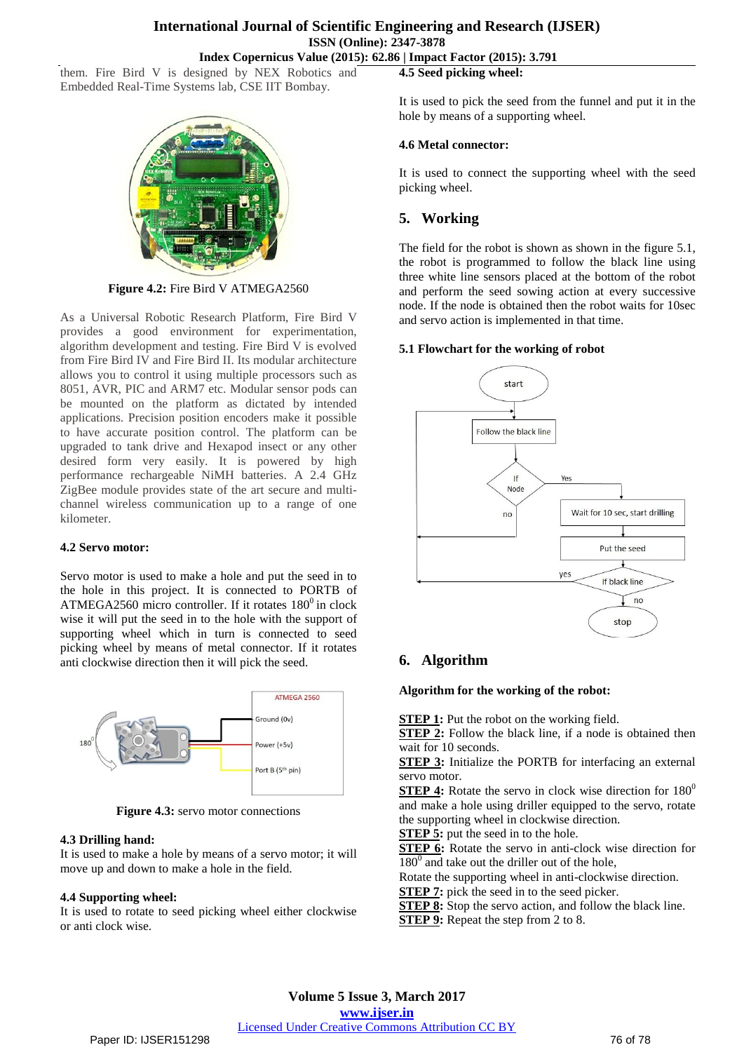them. Fire Bird V is designed by NEX Robotics and Embedded Real-Time Systems lab, CSE IIT Bombay.

**Figure 4.2:** Fire Bird V ATMEGA2560

As a Universal Robotic Research Platform, Fire Bird V provides a good environment for experimentation, algorithm development and testing. Fire Bird V is evolved from Fire Bird IV and Fire Bird II. Its modular architecture allows you to control it using multiple processors such as 8051, AVR, PIC and ARM7 etc. Modular sensor pods can be mounted on the platform as dictated by intended applications. Precision position encoders make it possible to have accurate position control. The platform can be upgraded to tank drive and Hexapod insect or any other desired form very easily. It is powered by high performance rechargeable NiMH batteries. A 2.4 GHz ZigBee module provides state of the art secure and multi-channel wireless communication up to a range of one kilometer.

### 4.2 Servo motor:

Servo motor is used to make a hole and put the seed in to the hole in this project. It is connected to PORTB of ATMEGA2560 micro controller. If it rotates $180^0$ in clock wise it will put the seed in to the hole with the support of supporting wheel which in turn is connected to seed picking wheel by means of metal connector. If it rotates anti clockwise direction then it will pick the seed.

**Figure 4.3:** servo motor connections

### 4.3 Drilling hand:

It is used to make a hole by means of a servo motor; it will move up and down to make a hole in the field.

### 4.4 Supporting wheel:

It is used to rotate to seed picking wheel either clockwise or anti clock wise.

### 4.5 Seed picking wheel:

It is used to pick the seed from the funnel and put it in the hole by means of a supporting wheel.

### 4.6 Metal connector:

It is used to connect the supporting wheel with the seed picking wheel.

## 5. Working

The field for the robot is shown as shown in the figure 5.1, the robot is programmed to follow the black line using three white line sensors placed at the bottom of the robot and perform the seed sowing action at every successive node. If the node is obtained then the robot waits for 10sec and servo action is implemented in that time.

### 5.1 Flowchart for the working of robot

## 6. Algorithm

**Algorithm for the working of the robot:**

**STEP 1:** Put the robot on the working field.
**STEP 2:** Follow the black line, if a node is obtained then wait for 10 seconds.
**STEP 3:** Initialize the PORTB for interfacing an external servo motor.
**STEP 4:** Rotate the servo in clock wise direction for $180^0$ and make a hole using driller equipped to the servo, rotate the supporting wheel in clockwise direction.
**STEP 5:** put the seed in to the hole.
**STEP 6:** Rotate the servo in anti-clock wise direction for $180^0$ and take out the driller out of the hole,
Rotate the supporting wheel in anti-clockwise direction.
**STEP 7:** pick the seed in to the seed picker.
**STEP 8:** Stop the servo action, and follow the black line.
**STEP 9:** Repeat the step from 2 to 8.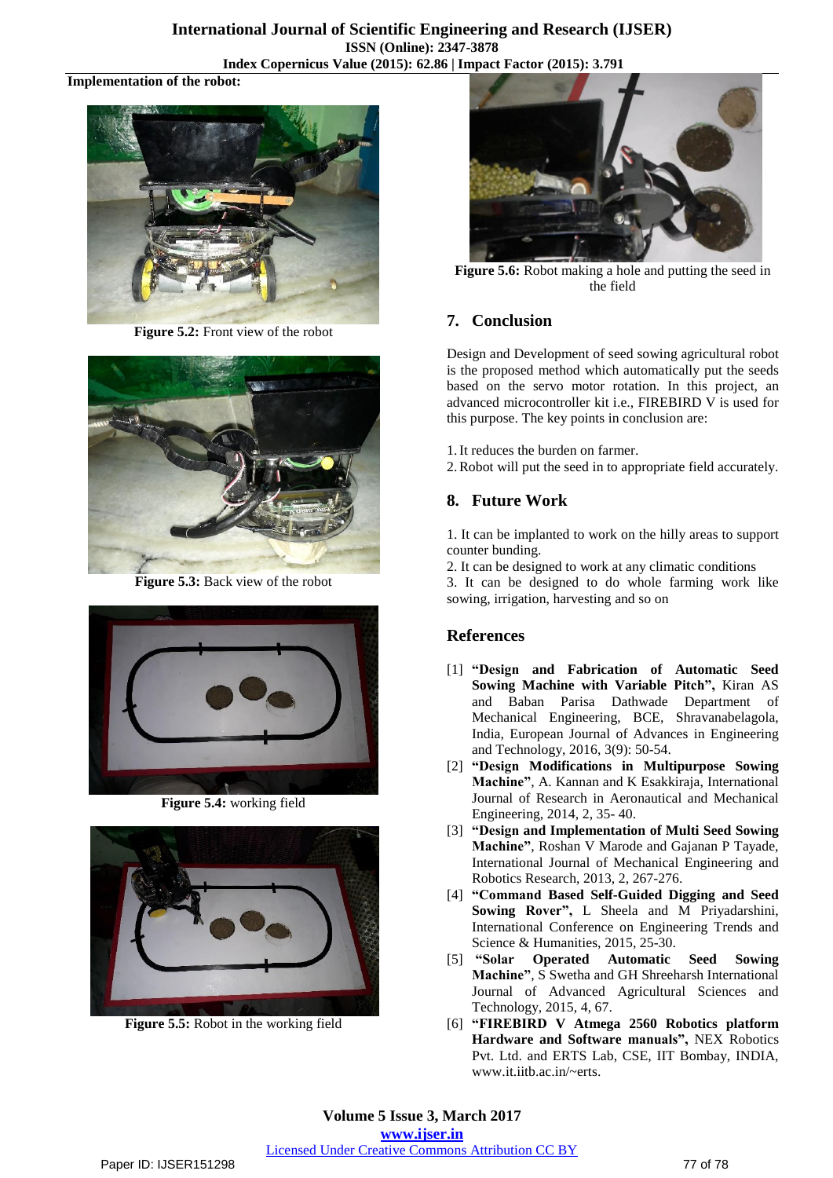**Implementation of the robot:**

**Figure 5.2:** Front view of the robot

**Figure 5.3:** Back view of the robot

**Figure 5.4:** working field

**Figure 5.5:** Robot in the working field

**Figure 5.6:** Robot making a hole and putting the seed in the field

## 7. Conclusion

Design and Development of seed sowing agricultural robot is the proposed method which automatically put the seeds based on the servo motor rotation. In this project, an advanced microcontroller kit i.e., FIREBIRD V is used for this purpose. The key points in conclusion are:

1. It reduces the burden on farmer.
2. Robot will put the seed in to appropriate field accurately.

## 8. Future Work

1. It can be implanted to work on the hilly areas to support counter bunding.
2. It can be designed to work at any climatic conditions
3. It can be designed to do whole farming work like sowing, irrigation, harvesting and so on

## References

[1] **"Design and Fabrication of Automatic Seed Sowing Machine with Variable Pitch",** Kiran AS and Baban Parisa Dathwade Department of Mechanical Engineering, BCE, Shravanabelagola, India, European Journal of Advances in Engineering and Technology, 2016, 3(9): 50-54.

[2] **"Design Modifications in Multipurpose Sowing Machine"**, A. Kannan and K Esakkiraja, International Journal of Research in Aeronautical and Mechanical Engineering, 2014, 2, 35- 40.

[3] **"Design and Implementation of Multi Seed Sowing Machine"**, Roshan V Marode and Gajanan P Tayade, International Journal of Mechanical Engineering and Robotics Research, 2013, 2, 267-276.

[4] **"Command Based Self-Guided Digging and Seed Sowing Rover",** L Sheela and M Priyadarshini, International Conference on Engineering Trends and Science & Humanities, 2015, 25-30.

[5] **"Solar Operated Automatic Seed Sowing Machine"**, S Swetha and GH Shreeharsh International Journal of Advanced Agricultural Sciences and Technology, 2015, 4, 67.

[6] **"FIREBIRD V Atmega 2560 Robotics platform Hardware and Software manuals",** NEX Robotics Pvt. Ltd. and ERTS Lab, CSE, IIT Bombay, INDIA, www.it.iitb.ac.in/~erts.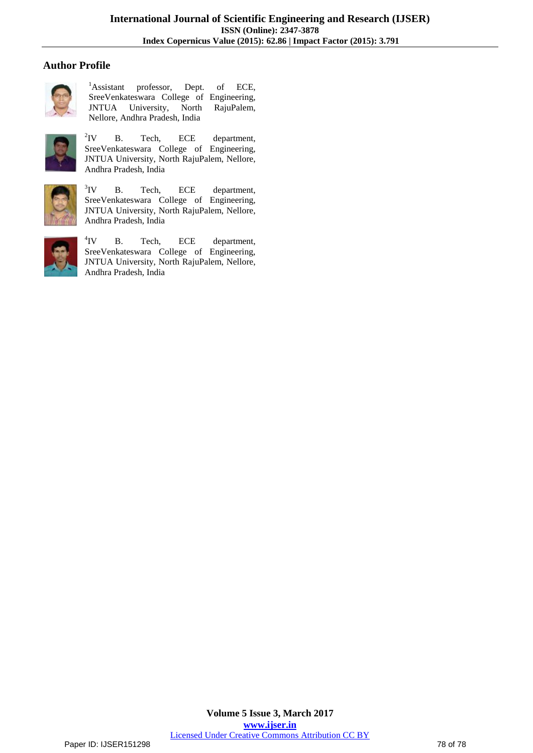## Author Profile

[1]Assistant professor, Dept. of ECE, SreeVenkateswara College of Engineering, JNTUA University, North RajuPalem, Nellore, Andhra Pradesh, India

[2]IV B. Tech, ECE department, SreeVenkateswara College of Engineering, JNTUA University, North RajuPalem, Nellore, Andhra Pradesh, India

[3]IV B. Tech, ECE department, SreeVenkateswara College of Engineering, JNTUA University, North RajuPalem, Nellore, Andhra Pradesh, India

[4]IV B. Tech, ECE department, SreeVenkateswara College of Engineering, JNTUA University, North RajuPalem, Nellore, Andhra Pradesh, India